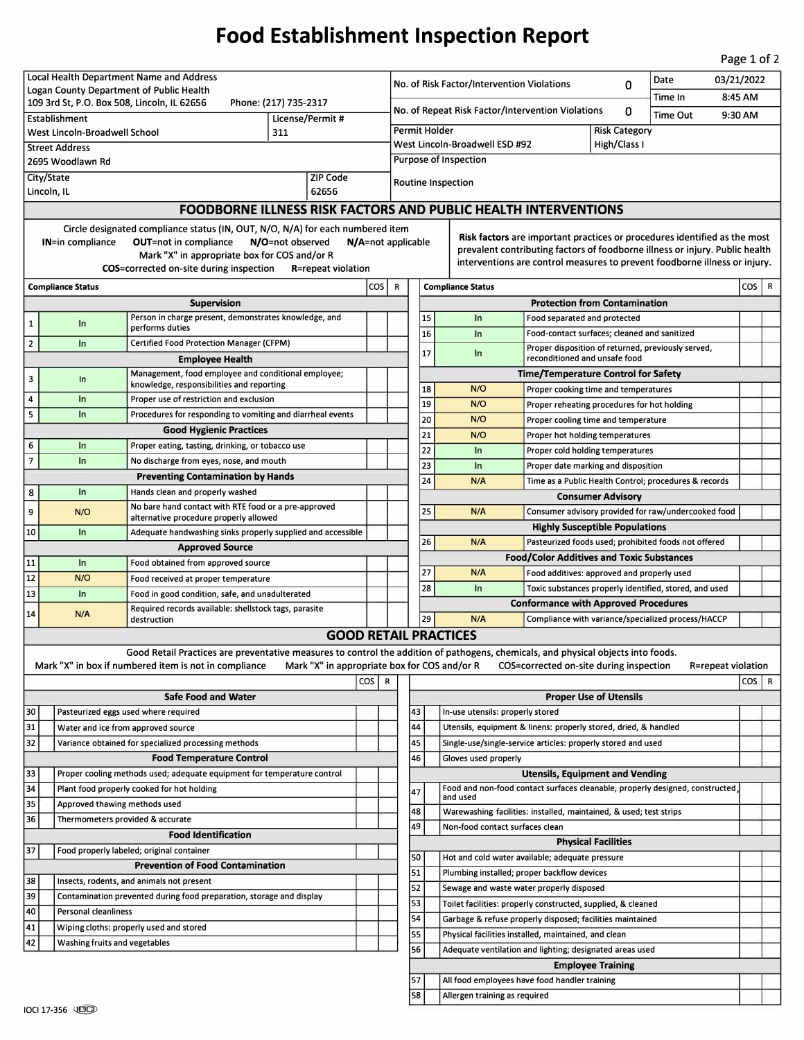# Food Establishment Inspection Report

| Local Health Department Name and Address | | No. of Risk Factor/Intervention Violations | 0 | Date | 03/21/2022 |
|---|---|---|---|---|---|
| Logan County Department of Public Health<br>109 3rd St, P.O. Box 508, Lincoln, IL 62656 Phone: (217) 735-2317 | | No. of Repeat Risk Factor/Intervention Violations | 0 | Time In | 8:45 AM |
| | | | | Time Out | 9:30 AM |
| **Establishment** | **License/Permit #** | **Permit Holder** | | **Risk Category** | |
| West Lincoln-Broadwell School | 311 | West Lincoln-Broadwell ESD #92 | | High/Class I | |
| **Street Address** | | **Purpose of Inspection** | | | |
| 2695 Woodlawn Rd | | Routine Inspection | | | |
| **City/State** | **ZIP Code** | | | | |
| Lincoln, IL | 62656 | | | | |

## FOODBORNE ILLNESS RISK FACTORS AND PUBLIC HEALTH INTERVENTIONS

Circle designated compliance status (IN, OUT, N/O, N/A) for each numbered item
**IN**=in compliance **OUT**=not in compliance **N/O**=not observed **N/A**=not applicable
Mark "X" in appropriate box for COS and/or R
**COS**=corrected on-site during inspection **R**=repeat violation

**Risk factors** are important practices or procedures identified as the most prevalent contributing factors of foodborne illness or injury. Public health interventions are control measures to prevent foodborne illness or injury.

| # | Compliance Status | Item | COS | R |
|---|---|---|---|---|
| | **Supervision** | | | |
| 1 | In | Person in charge present, demonstrates knowledge, and performs duties | | |
| 2 | In | Certified Food Protection Manager (CFPM) | | |
| | **Employee Health** | | | |
| 3 | In | Management, food employee and conditional employee; knowledge, responsibilities and reporting | | |
| 4 | In | Proper use of restriction and exclusion | | |
| 5 | In | Procedures for responding to vomiting and diarrheal events | | |
| | **Good Hygienic Practices** | | | |
| 6 | In | Proper eating, tasting, drinking, or tobacco use | | |
| 7 | In | No discharge from eyes, nose, and mouth | | |
| | **Preventing Contamination by Hands** | | | |
| 8 | In | Hands clean and properly washed | | |
| 9 | N/O | No bare hand contact with RTE food or a pre-approved alternative procedure properly allowed | | |
| 10 | In | Adequate handwashing sinks properly supplied and accessible | | |
| | **Approved Source** | | | |
| 11 | In | Food obtained from approved source | | |
| 12 | N/O | Food received at proper temperature | | |
| 13 | In | Food in good condition, safe, and unadulterated | | |
| 14 | N/A | Required records available: shellstock tags, parasite destruction | | |
| | **Protection from Contamination** | | | |
| 15 | In | Food separated and protected | | |
| 16 | In | Food-contact surfaces; cleaned and sanitized | | |
| 17 | In | Proper disposition of returned, previously served, reconditioned and unsafe food | | |
| | **Time/Temperature Control for Safety** | | | |
| 18 | N/O | Proper cooking time and temperatures | | |
| 19 | N/O | Proper reheating procedures for hot holding | | |
| 20 | N/O | Proper cooling time and temperature | | |
| 21 | N/O | Proper hot holding temperatures | | |
| 22 | In | Proper cold holding temperatures | | |
| 23 | In | Proper date marking and disposition | | |
| 24 | N/A | Time as a Public Health Control; procedures & records | | |
| | **Consumer Advisory** | | | |
| 25 | N/A | Consumer advisory provided for raw/undercooked food | | |
| | **Highly Susceptible Populations** | | | |
| 26 | N/A | Pasteurized foods used; prohibited foods not offered | | |
| | **Food/Color Additives and Toxic Substances** | | | |
| 27 | N/A | Food additives: approved and properly used | | |
| 28 | In | Toxic substances properly identified, stored, and used | | |
| | **Conformance with Approved Procedures** | | | |
| 29 | N/A | Compliance with variance/specialized process/HACCP | | |

## GOOD RETAIL PRACTICES

Good Retail Practices are preventative measures to control the addition of pathogens, chemicals, and physical objects into foods.
Mark "X" in box if numbered item is not in compliance Mark "X" in appropriate box for COS and/or R COS=corrected on-site during inspection R=repeat violation

| # | | Item | COS | R |
|---|---|---|---|---|
| | | **Safe Food and Water** | | |
| 30 | | Pasteurized eggs used where required | | |
| 31 | | Water and ice from approved source | | |
| 32 | | Variance obtained for specialized processing methods | | |
| | | **Food Temperature Control** | | |
| 33 | | Proper cooling methods used; adequate equipment for temperature control | | |
| 34 | | Plant food properly cooked for hot holding | | |
| 35 | | Approved thawing methods used | | |
| 36 | | Thermometers provided & accurate | | |
| | | **Food Identification** | | |
| 37 | | Food properly labeled; original container | | |
| | | **Prevention of Food Contamination** | | |
| 38 | | Insects, rodents, and animals not present | | |
| 39 | | Contamination prevented during food preparation, storage and display | | |
| 40 | | Personal cleanliness | | |
| 41 | | Wiping cloths: properly used and stored | | |
| 42 | | Washing fruits and vegetables | | |
| | | **Proper Use of Utensils** | | |
| 43 | | In-use utensils: properly stored | | |
| 44 | | Utensils, equipment & linens: properly stored, dried, & handled | | |
| 45 | | Single-use/single-service articles: properly stored and used | | |
| 46 | | Gloves used properly | | |
| | | **Utensils, Equipment and Vending** | | |
| 47 | | Food and non-food contact surfaces cleanable, properly designed, constructed, and used | | |
| 48 | | Warewashing facilities: installed, maintained, & used; test strips | | |
| 49 | | Non-food contact surfaces clean | | |
| | | **Physical Facilities** | | |
| 50 | | Hot and cold water available; adequate pressure | | |
| 51 | | Plumbing installed; proper backflow devices | | |
| 52 | | Sewage and waste water properly disposed | | |
| 53 | | Toilet facilities: properly constructed, supplied, & cleaned | | |
| 54 | | Garbage & refuse properly disposed; facilities maintained | | |
| 55 | | Physical facilities installed, maintained, and clean | | |
| 56 | | Adequate ventilation and lighting; designated areas used | | |
| | | **Employee Training** | | |
| 57 | | All food employees have food handler training | | |
| 58 | | Allergen training as required | | |

IOCI 17-356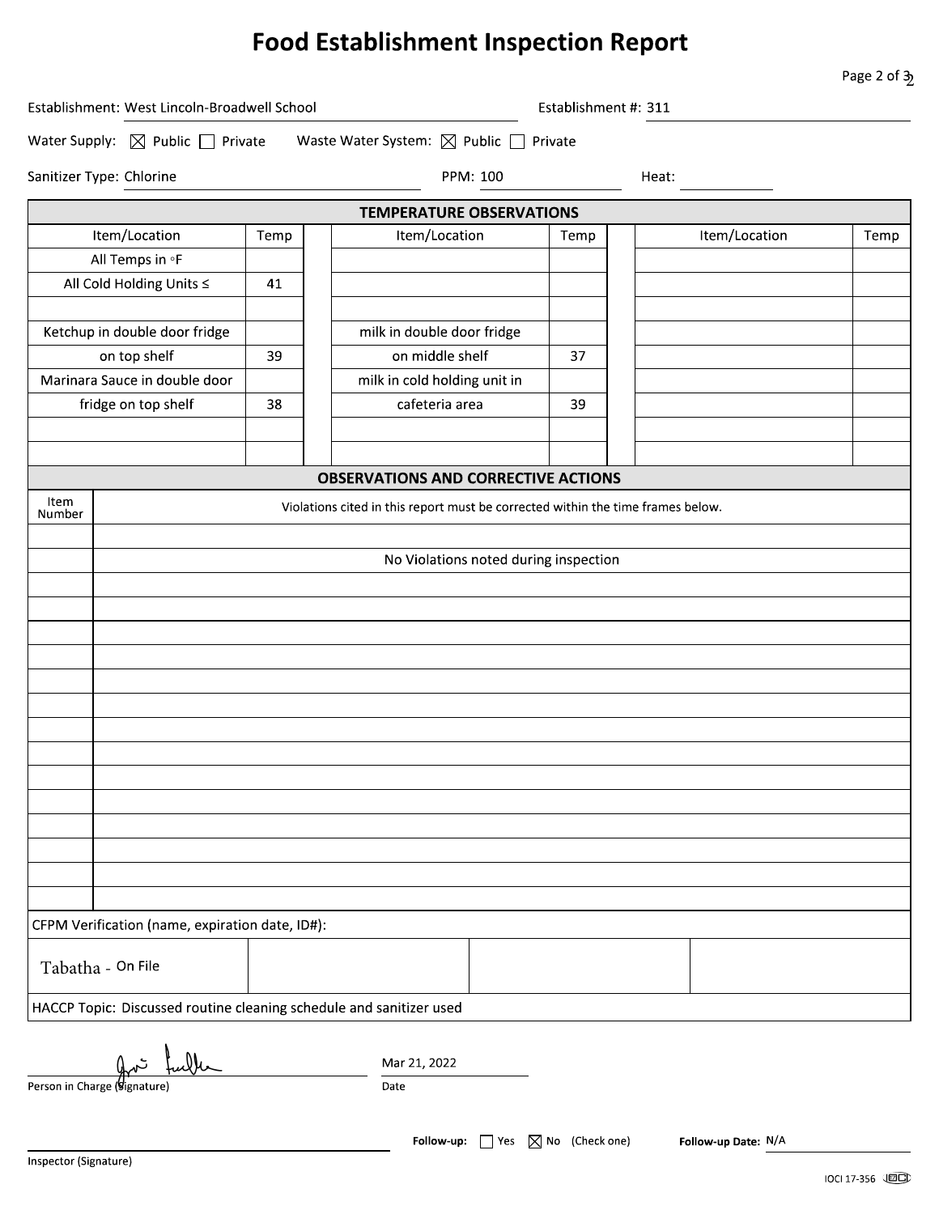# Food Establishment Inspection Report

Establishment: West Lincoln-Broadwell School    Establishment #: 311

Water Supply: ☒ Public ☐ Private    Waste Water System: ☒ Public ☐ Private

Sanitizer Type: Chlorine    PPM: 100    Heat:

## TEMPERATURE OBSERVATIONS

| Item/Location | Temp | Item/Location | Temp | Item/Location | Temp |
|---|---|---|---|---|---|
| All Temps in °F | | | | | |
| All Cold Holding Units ≤ | 41 | | | | |
| | | | | | |
| Ketchup in double door fridge on top shelf | 39 | milk in double door fridge on middle shelf | 37 | | |
| Marinara Sauce in double door fridge on top shelf | 38 | milk in cold holding unit in cafeteria area | 39 | | |
| | | | | | |
| | | | | | |

## OBSERVATIONS AND CORRECTIVE ACTIONS

| Item Number | Violations cited in this report must be corrected within the time frames below. |
|---|---|
| | |
| | No Violations noted during inspection |

CFPM Verification (name, expiration date, ID#):

Tabatha - On File

HACCP Topic: Discussed routine cleaning schedule and sanitizer used

Person in Charge (Signature): [signature]    Date: Mar 21, 2022

Inspector (Signature):

Follow-up: ☐ Yes ☒ No (Check one)    Follow-up Date: N/A

IOCI 17-356